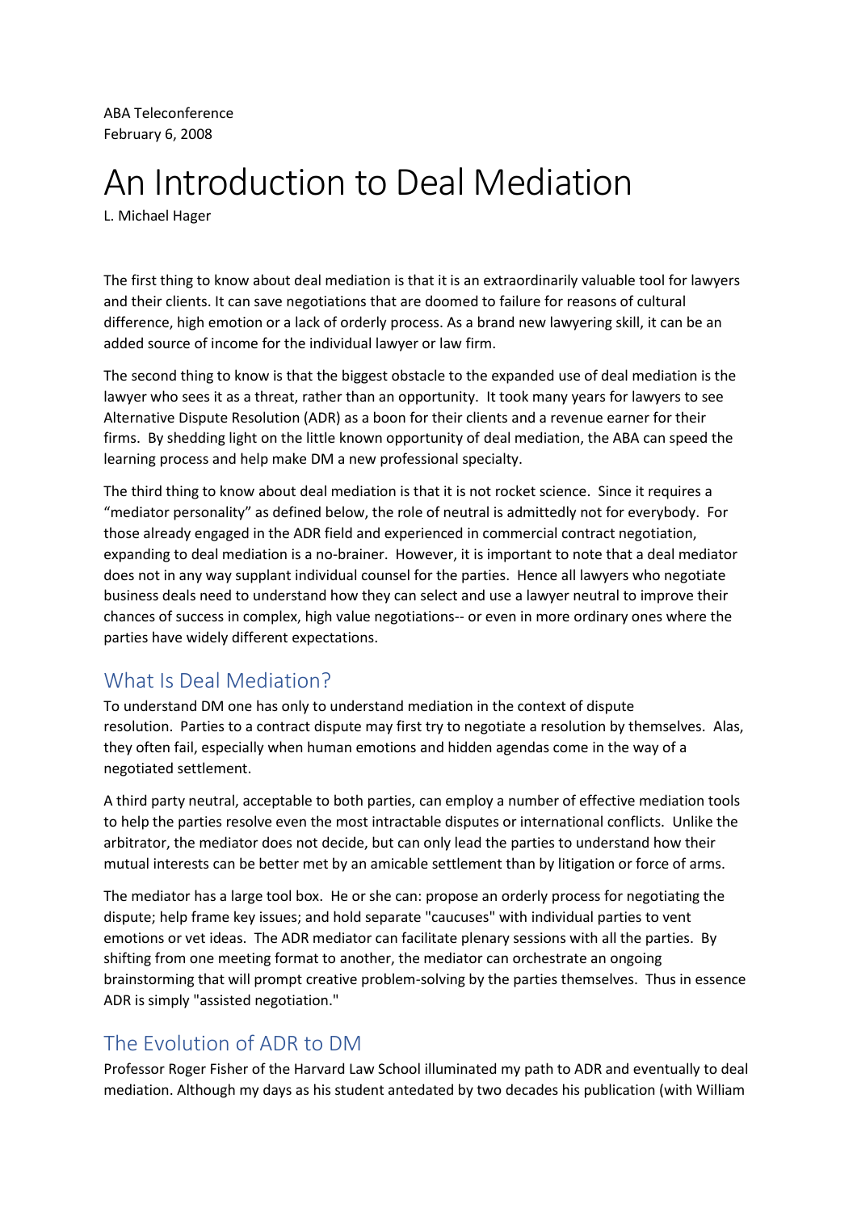ABA Teleconference
February 6, 2008

# An Introduction to Deal Mediation

L. Michael Hager

The first thing to know about deal mediation is that it is an extraordinarily valuable tool for lawyers and their clients. It can save negotiations that are doomed to failure for reasons of cultural difference, high emotion or a lack of orderly process. As a brand new lawyering skill, it can be an added source of income for the individual lawyer or law firm.

The second thing to know is that the biggest obstacle to the expanded use of deal mediation is the lawyer who sees it as a threat, rather than an opportunity. It took many years for lawyers to see Alternative Dispute Resolution (ADR) as a boon for their clients and a revenue earner for their firms. By shedding light on the little known opportunity of deal mediation, the ABA can speed the learning process and help make DM a new professional specialty.

The third thing to know about deal mediation is that it is not rocket science. Since it requires a "mediator personality" as defined below, the role of neutral is admittedly not for everybody. For those already engaged in the ADR field and experienced in commercial contract negotiation, expanding to deal mediation is a no-brainer. However, it is important to note that a deal mediator does not in any way supplant individual counsel for the parties. Hence all lawyers who negotiate business deals need to understand how they can select and use a lawyer neutral to improve their chances of success in complex, high value negotiations-- or even in more ordinary ones where the parties have widely different expectations.

## What Is Deal Mediation?

To understand DM one has only to understand mediation in the context of dispute resolution. Parties to a contract dispute may first try to negotiate a resolution by themselves. Alas, they often fail, especially when human emotions and hidden agendas come in the way of a negotiated settlement.

A third party neutral, acceptable to both parties, can employ a number of effective mediation tools to help the parties resolve even the most intractable disputes or international conflicts. Unlike the arbitrator, the mediator does not decide, but can only lead the parties to understand how their mutual interests can be better met by an amicable settlement than by litigation or force of arms.

The mediator has a large tool box. He or she can: propose an orderly process for negotiating the dispute; help frame key issues; and hold separate "caucuses" with individual parties to vent emotions or vet ideas. The ADR mediator can facilitate plenary sessions with all the parties. By shifting from one meeting format to another, the mediator can orchestrate an ongoing brainstorming that will prompt creative problem-solving by the parties themselves. Thus in essence ADR is simply "assisted negotiation."

## The Evolution of ADR to DM

Professor Roger Fisher of the Harvard Law School illuminated my path to ADR and eventually to deal mediation. Although my days as his student antedated by two decades his publication (with William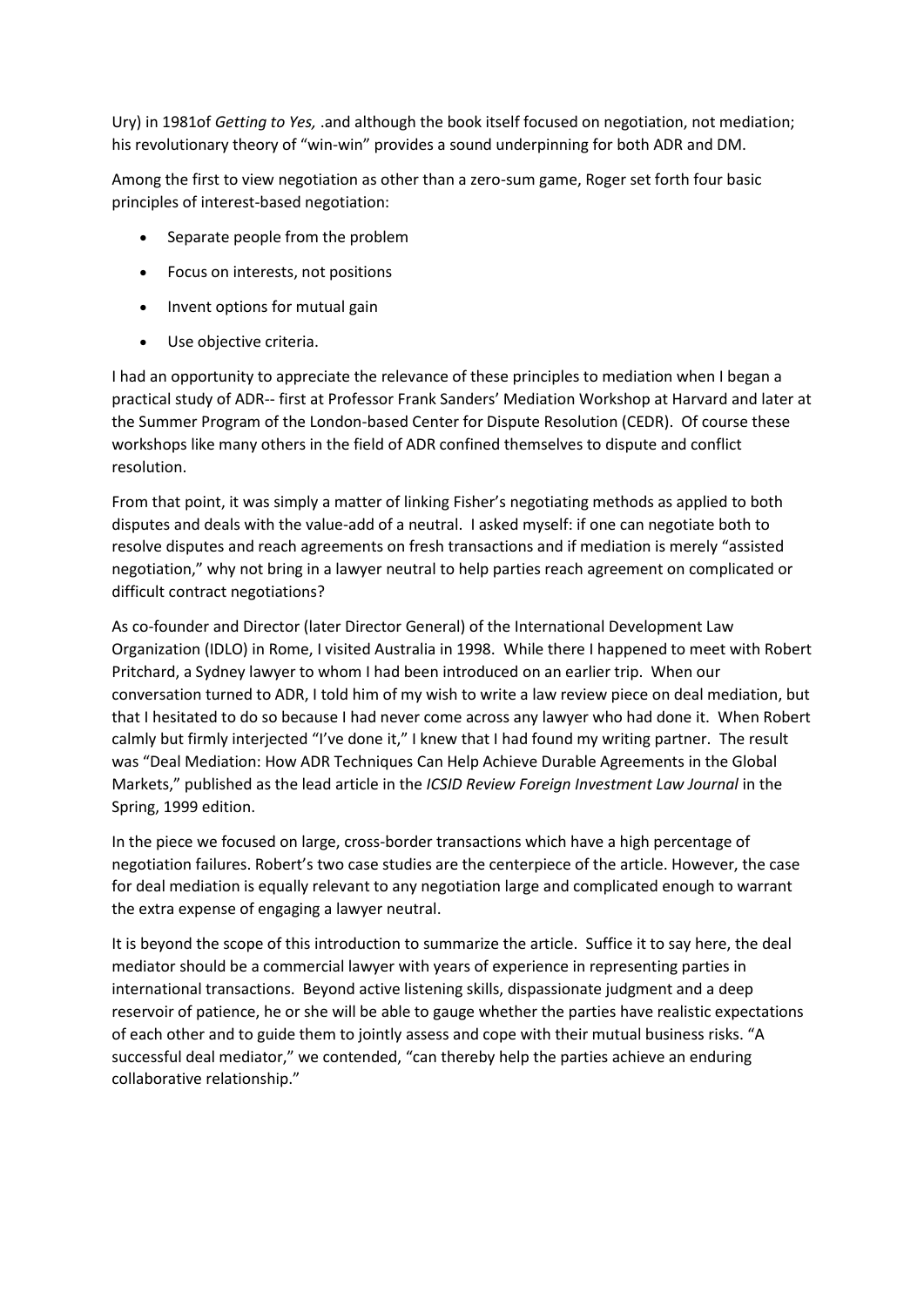Ury) in 1981of *Getting to Yes,* .and although the book itself focused on negotiation, not mediation; his revolutionary theory of "win-win" provides a sound underpinning for both ADR and DM.

Among the first to view negotiation as other than a zero-sum game, Roger set forth four basic principles of interest-based negotiation:

- Separate people from the problem
- Focus on interests, not positions
- Invent options for mutual gain
- Use objective criteria.

I had an opportunity to appreciate the relevance of these principles to mediation when I began a practical study of ADR-- first at Professor Frank Sanders' Mediation Workshop at Harvard and later at the Summer Program of the London-based Center for Dispute Resolution (CEDR). Of course these workshops like many others in the field of ADR confined themselves to dispute and conflict resolution.

From that point, it was simply a matter of linking Fisher's negotiating methods as applied to both disputes and deals with the value-add of a neutral. I asked myself: if one can negotiate both to resolve disputes and reach agreements on fresh transactions and if mediation is merely "assisted negotiation," why not bring in a lawyer neutral to help parties reach agreement on complicated or difficult contract negotiations?

As co-founder and Director (later Director General) of the International Development Law Organization (IDLO) in Rome, I visited Australia in 1998. While there I happened to meet with Robert Pritchard, a Sydney lawyer to whom I had been introduced on an earlier trip. When our conversation turned to ADR, I told him of my wish to write a law review piece on deal mediation, but that I hesitated to do so because I had never come across any lawyer who had done it. When Robert calmly but firmly interjected "I've done it," I knew that I had found my writing partner. The result was "Deal Mediation: How ADR Techniques Can Help Achieve Durable Agreements in the Global Markets," published as the lead article in the *ICSID Review Foreign Investment Law Journal* in the Spring, 1999 edition.

In the piece we focused on large, cross-border transactions which have a high percentage of negotiation failures. Robert's two case studies are the centerpiece of the article. However, the case for deal mediation is equally relevant to any negotiation large and complicated enough to warrant the extra expense of engaging a lawyer neutral.

It is beyond the scope of this introduction to summarize the article. Suffice it to say here, the deal mediator should be a commercial lawyer with years of experience in representing parties in international transactions. Beyond active listening skills, dispassionate judgment and a deep reservoir of patience, he or she will be able to gauge whether the parties have realistic expectations of each other and to guide them to jointly assess and cope with their mutual business risks. "A successful deal mediator," we contended, "can thereby help the parties achieve an enduring collaborative relationship."